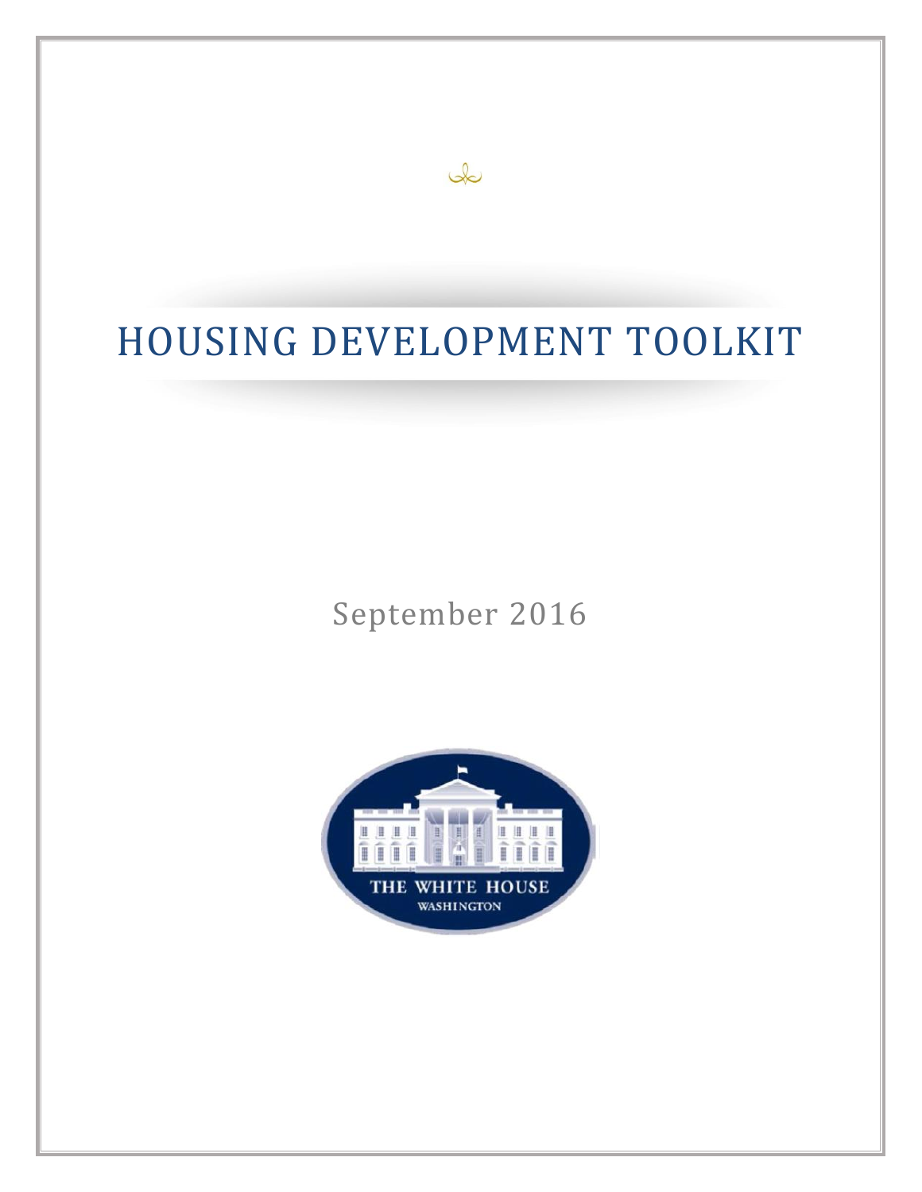# HOUSING DEVELOPMENT TOOLKIT

September 2016

THE WHITE HOUSE
WASHINGTON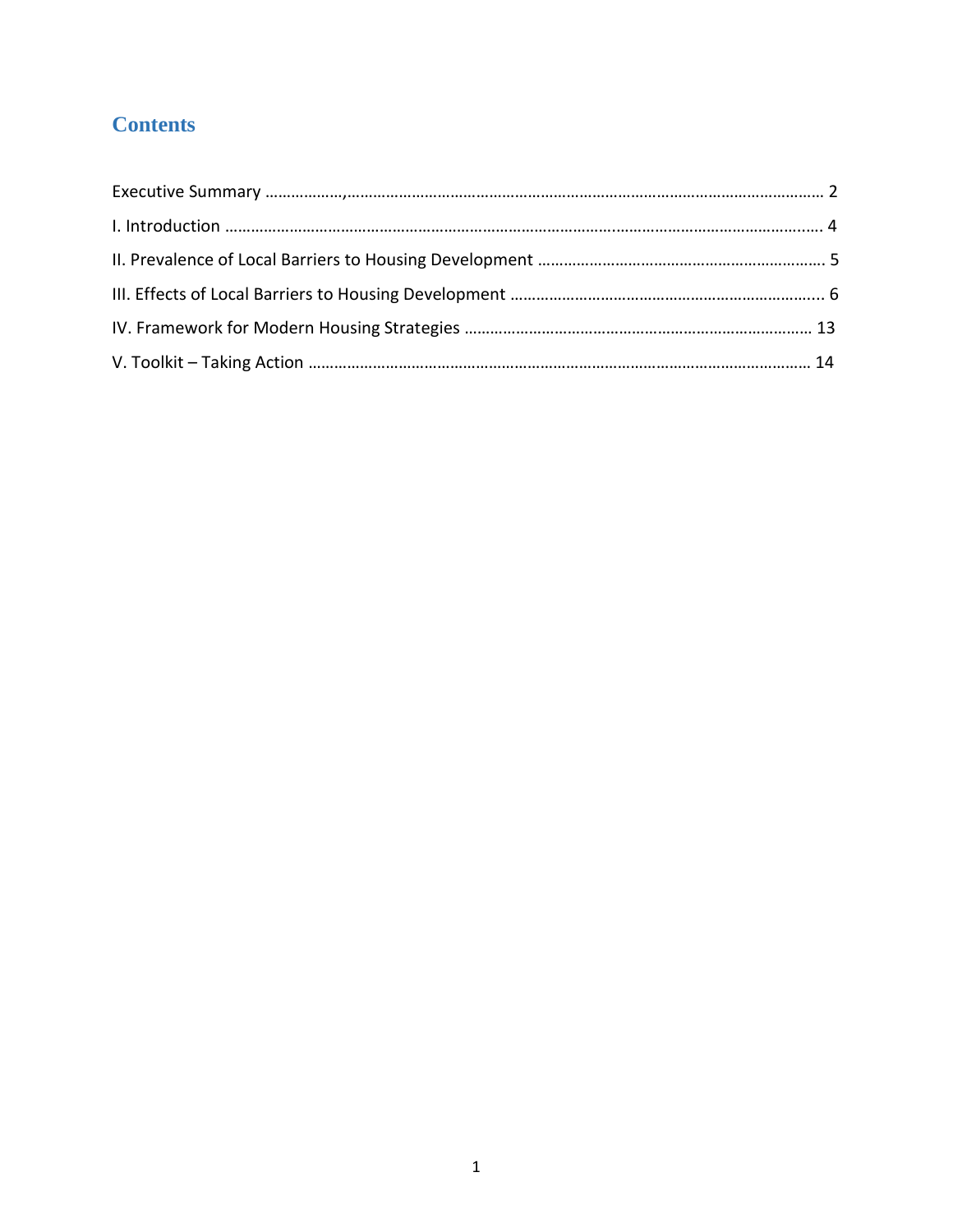## Contents

Executive Summary ………………,………………………………………………………………………………………………… 2

I. Introduction ………………………………………………………………………………..……………………………….…. 4

II. Prevalence of Local Barriers to Housing Development …………………………………………………………. 5

III. Effects of Local Barriers to Housing Development ……………………………………………………………….. 6

IV. Framework for Modern Housing Strategies ……………………………………………………………………… 13

V. Toolkit – Taking Action …………………………………………………………………………………………………… 14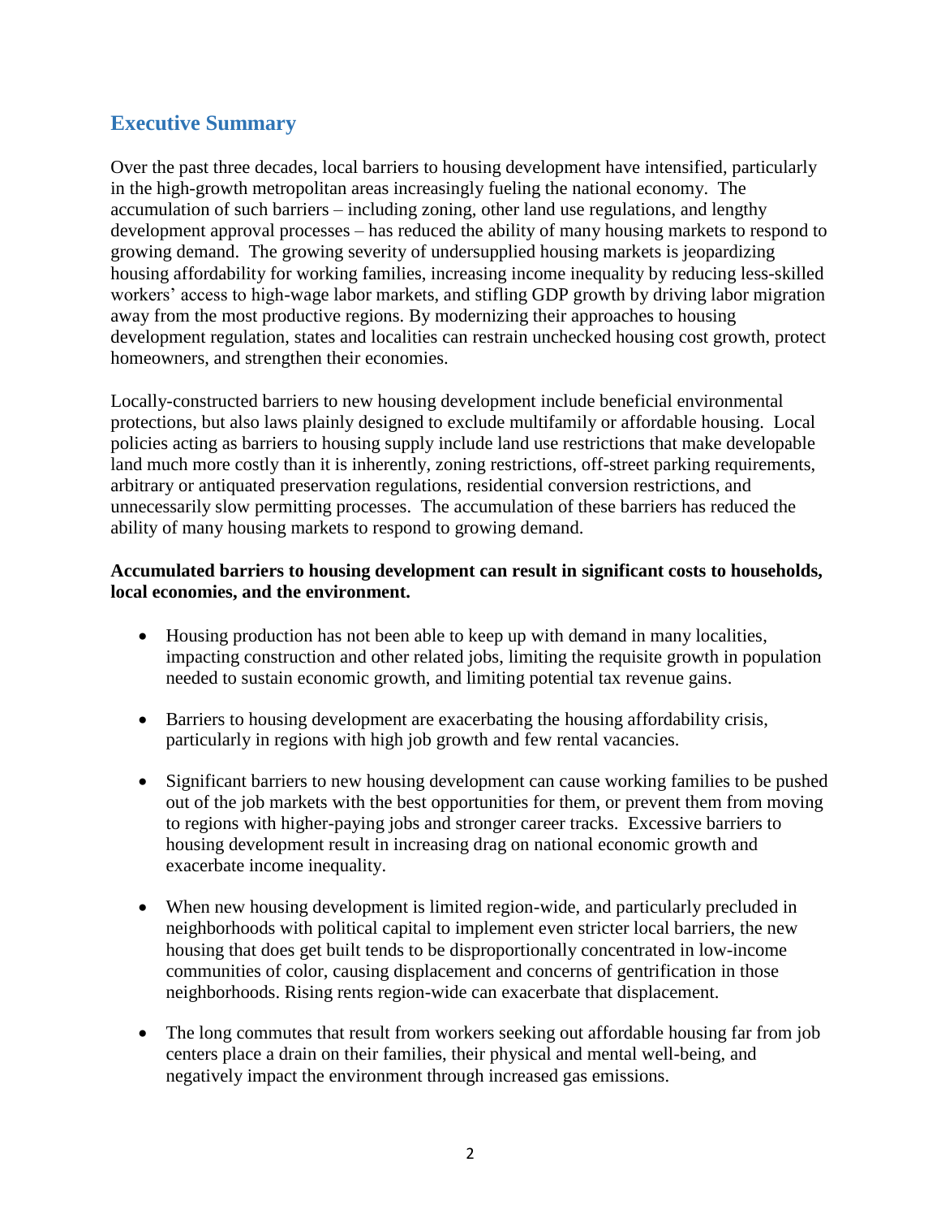## Executive Summary

Over the past three decades, local barriers to housing development have intensified, particularly in the high-growth metropolitan areas increasingly fueling the national economy. The accumulation of such barriers – including zoning, other land use regulations, and lengthy development approval processes – has reduced the ability of many housing markets to respond to growing demand. The growing severity of undersupplied housing markets is jeopardizing housing affordability for working families, increasing income inequality by reducing less-skilled workers' access to high-wage labor markets, and stifling GDP growth by driving labor migration away from the most productive regions. By modernizing their approaches to housing development regulation, states and localities can restrain unchecked housing cost growth, protect homeowners, and strengthen their economies.

Locally-constructed barriers to new housing development include beneficial environmental protections, but also laws plainly designed to exclude multifamily or affordable housing. Local policies acting as barriers to housing supply include land use restrictions that make developable land much more costly than it is inherently, zoning restrictions, off-street parking requirements, arbitrary or antiquated preservation regulations, residential conversion restrictions, and unnecessarily slow permitting processes. The accumulation of these barriers has reduced the ability of many housing markets to respond to growing demand.

**Accumulated barriers to housing development can result in significant costs to households, local economies, and the environment.**

- Housing production has not been able to keep up with demand in many localities, impacting construction and other related jobs, limiting the requisite growth in population needed to sustain economic growth, and limiting potential tax revenue gains.
- Barriers to housing development are exacerbating the housing affordability crisis, particularly in regions with high job growth and few rental vacancies.
- Significant barriers to new housing development can cause working families to be pushed out of the job markets with the best opportunities for them, or prevent them from moving to regions with higher-paying jobs and stronger career tracks. Excessive barriers to housing development result in increasing drag on national economic growth and exacerbate income inequality.
- When new housing development is limited region-wide, and particularly precluded in neighborhoods with political capital to implement even stricter local barriers, the new housing that does get built tends to be disproportionally concentrated in low-income communities of color, causing displacement and concerns of gentrification in those neighborhoods. Rising rents region-wide can exacerbate that displacement.
- The long commutes that result from workers seeking out affordable housing far from job centers place a drain on their families, their physical and mental well-being, and negatively impact the environment through increased gas emissions.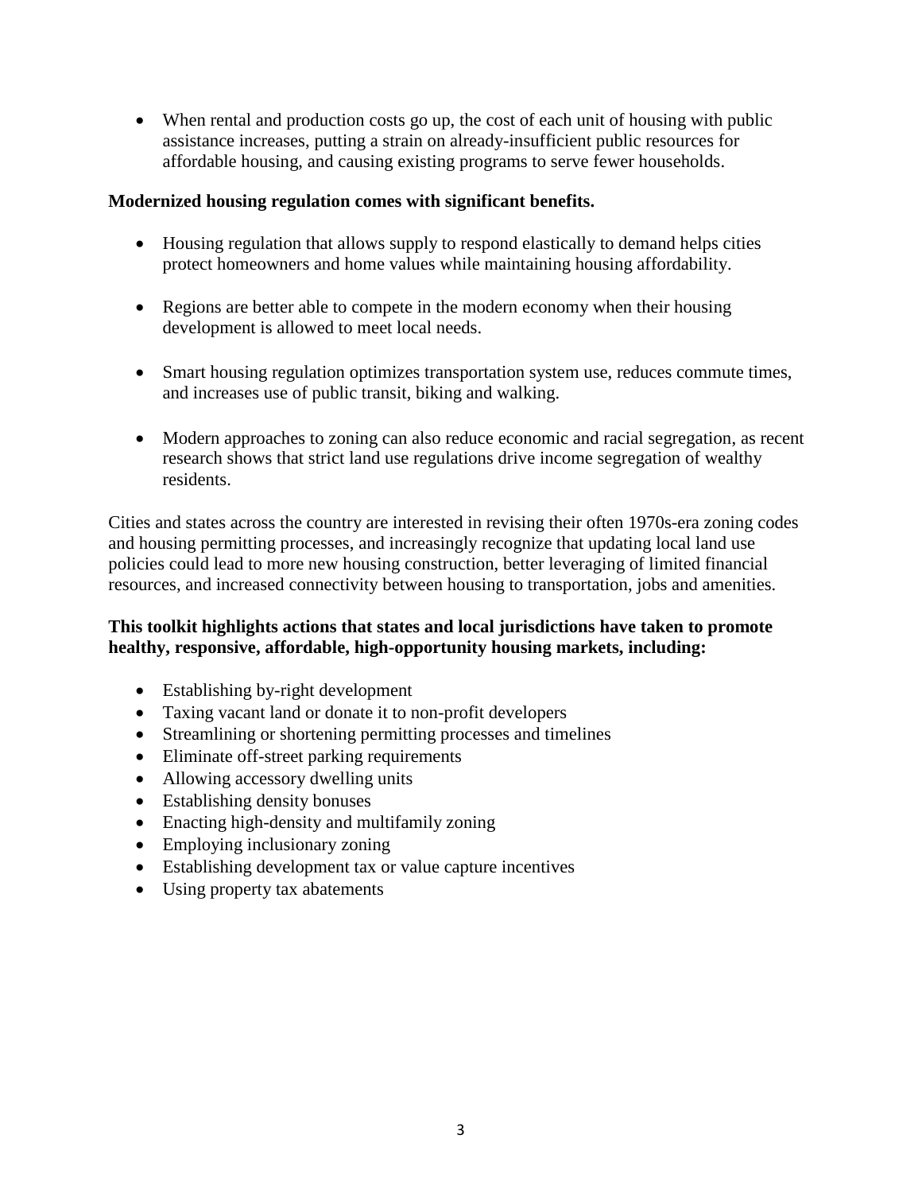- When rental and production costs go up, the cost of each unit of housing with public assistance increases, putting a strain on already-insufficient public resources for affordable housing, and causing existing programs to serve fewer households.

**Modernized housing regulation comes with significant benefits.**

- Housing regulation that allows supply to respond elastically to demand helps cities protect homeowners and home values while maintaining housing affordability.
- Regions are better able to compete in the modern economy when their housing development is allowed to meet local needs.
- Smart housing regulation optimizes transportation system use, reduces commute times, and increases use of public transit, biking and walking.
- Modern approaches to zoning can also reduce economic and racial segregation, as recent research shows that strict land use regulations drive income segregation of wealthy residents.

Cities and states across the country are interested in revising their often 1970s-era zoning codes and housing permitting processes, and increasingly recognize that updating local land use policies could lead to more new housing construction, better leveraging of limited financial resources, and increased connectivity between housing to transportation, jobs and amenities.

**This toolkit highlights actions that states and local jurisdictions have taken to promote healthy, responsive, affordable, high-opportunity housing markets, including:**

- Establishing by-right development
- Taxing vacant land or donate it to non-profit developers
- Streamlining or shortening permitting processes and timelines
- Eliminate off-street parking requirements
- Allowing accessory dwelling units
- Establishing density bonuses
- Enacting high-density and multifamily zoning
- Employing inclusionary zoning
- Establishing development tax or value capture incentives
- Using property tax abatements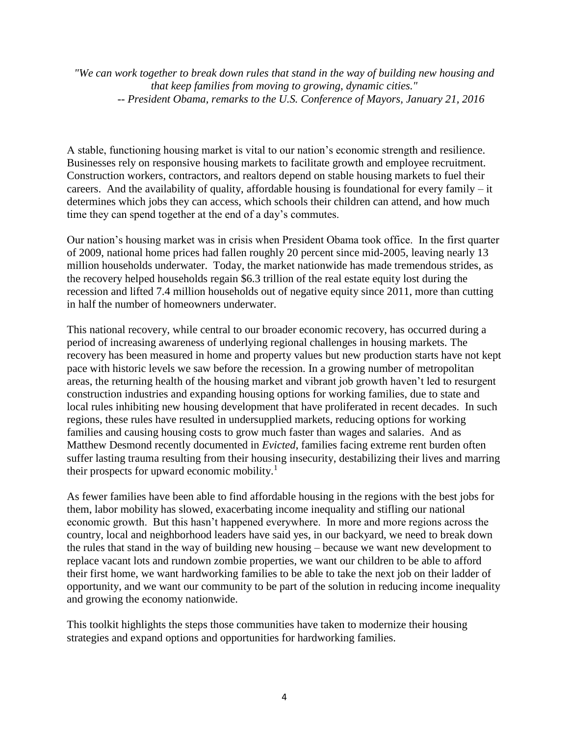*"We can work together to break down rules that stand in the way of building new housing and that keep families from moving to growing, dynamic cities."*
*-- President Obama, remarks to the U.S. Conference of Mayors, January 21, 2016*

A stable, functioning housing market is vital to our nation's economic strength and resilience. Businesses rely on responsive housing markets to facilitate growth and employee recruitment. Construction workers, contractors, and realtors depend on stable housing markets to fuel their careers. And the availability of quality, affordable housing is foundational for every family – it determines which jobs they can access, which schools their children can attend, and how much time they can spend together at the end of a day's commutes.

Our nation's housing market was in crisis when President Obama took office. In the first quarter of 2009, national home prices had fallen roughly 20 percent since mid-2005, leaving nearly 13 million households underwater. Today, the market nationwide has made tremendous strides, as the recovery helped households regain $6.3 trillion of the real estate equity lost during the recession and lifted 7.4 million households out of negative equity since 2011, more than cutting in half the number of homeowners underwater.

This national recovery, while central to our broader economic recovery, has occurred during a period of increasing awareness of underlying regional challenges in housing markets. The recovery has been measured in home and property values but new production starts have not kept pace with historic levels we saw before the recession. In a growing number of metropolitan areas, the returning health of the housing market and vibrant job growth haven't led to resurgent construction industries and expanding housing options for working families, due to state and local rules inhibiting new housing development that have proliferated in recent decades. In such regions, these rules have resulted in undersupplied markets, reducing options for working families and causing housing costs to grow much faster than wages and salaries. And as Matthew Desmond recently documented in *Evicted*, families facing extreme rent burden often suffer lasting trauma resulting from their housing insecurity, destabilizing their lives and marring their prospects for upward economic mobility.[1]

As fewer families have been able to find affordable housing in the regions with the best jobs for them, labor mobility has slowed, exacerbating income inequality and stifling our national economic growth. But this hasn't happened everywhere. In more and more regions across the country, local and neighborhood leaders have said yes, in our backyard, we need to break down the rules that stand in the way of building new housing – because we want new development to replace vacant lots and rundown zombie properties, we want our children to be able to afford their first home, we want hardworking families to be able to take the next job on their ladder of opportunity, and we want our community to be part of the solution in reducing income inequality and growing the economy nationwide.

This toolkit highlights the steps those communities have taken to modernize their housing strategies and expand options and opportunities for hardworking families.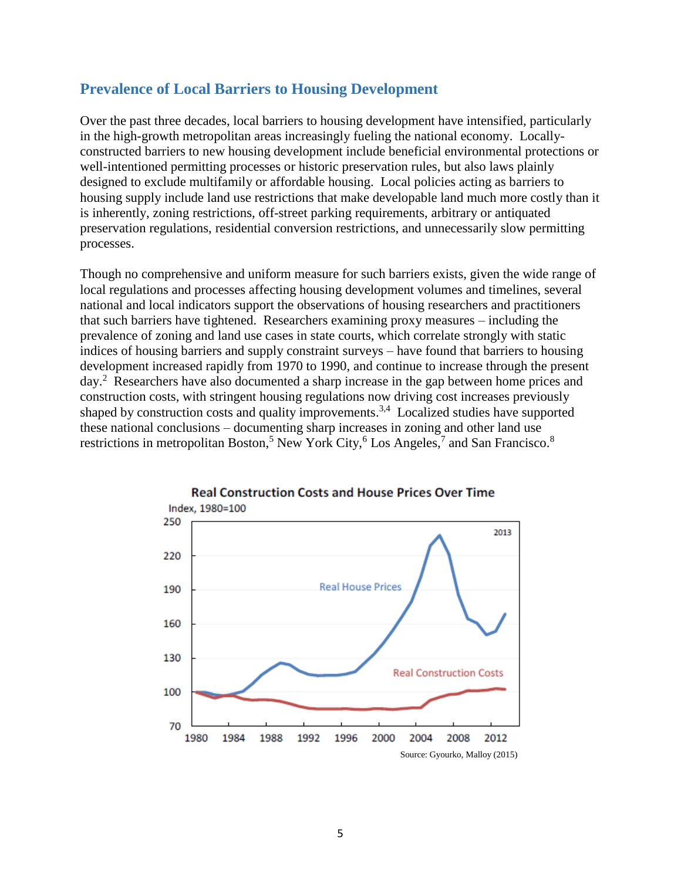## Prevalence of Local Barriers to Housing Development

Over the past three decades, local barriers to housing development have intensified, particularly in the high-growth metropolitan areas increasingly fueling the national economy. Locally-constructed barriers to new housing development include beneficial environmental protections or well-intentioned permitting processes or historic preservation rules, but also laws plainly designed to exclude multifamily or affordable housing. Local policies acting as barriers to housing supply include land use restrictions that make developable land much more costly than it is inherently, zoning restrictions, off-street parking requirements, arbitrary or antiquated preservation regulations, residential conversion restrictions, and unnecessarily slow permitting processes.

Though no comprehensive and uniform measure for such barriers exists, given the wide range of local regulations and processes affecting housing development volumes and timelines, several national and local indicators support the observations of housing researchers and practitioners that such barriers have tightened. Researchers examining proxy measures – including the prevalence of zoning and land use cases in state courts, which correlate strongly with static indices of housing barriers and supply constraint surveys – have found that barriers to housing development increased rapidly from 1970 to 1990, and continue to increase through the present day.[2] Researchers have also documented a sharp increase in the gap between home prices and construction costs, with stringent housing regulations now driving cost increases previously shaped by construction costs and quality improvements.[3,4] Localized studies have supported these national conclusions – documenting sharp increases in zoning and other land use restrictions in metropolitan Boston,[5] New York City,[6] Los Angeles,[7] and San Francisco.[8]

**Real Construction Costs and House Prices Over Time**

Index, 1980=100

Source: Gyourko, Malloy (2015)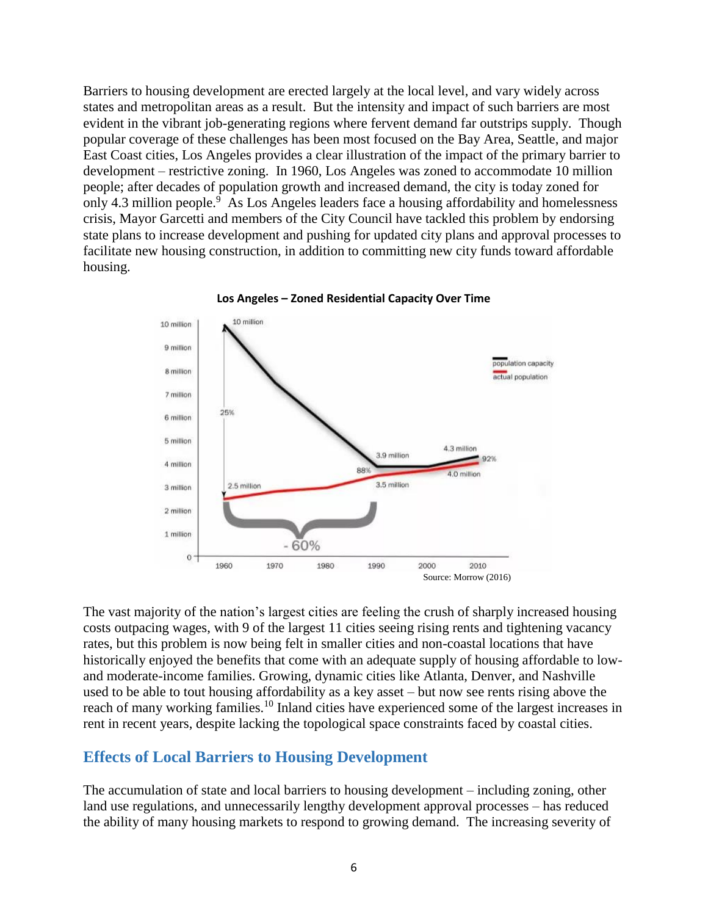Barriers to housing development are erected largely at the local level, and vary widely across states and metropolitan areas as a result. But the intensity and impact of such barriers are most evident in the vibrant job-generating regions where fervent demand far outstrips supply. Though popular coverage of these challenges has been most focused on the Bay Area, Seattle, and major East Coast cities, Los Angeles provides a clear illustration of the impact of the primary barrier to development – restrictive zoning. In 1960, Los Angeles was zoned to accommodate 10 million people; after decades of population growth and increased demand, the city is today zoned for only 4.3 million people.[9] As Los Angeles leaders face a housing affordability and homelessness crisis, Mayor Garcetti and members of the City Council have tackled this problem by endorsing state plans to increase development and pushing for updated city plans and approval processes to facilitate new housing construction, in addition to committing new city funds toward affordable housing.

**Los Angeles – Zoned Residential Capacity Over Time**

Source: Morrow (2016)

The vast majority of the nation's largest cities are feeling the crush of sharply increased housing costs outpacing wages, with 9 of the largest 11 cities seeing rising rents and tightening vacancy rates, but this problem is now being felt in smaller cities and non-coastal locations that have historically enjoyed the benefits that come with an adequate supply of housing affordable to low- and moderate-income families. Growing, dynamic cities like Atlanta, Denver, and Nashville used to be able to tout housing affordability as a key asset – but now see rents rising above the reach of many working families.[10] Inland cities have experienced some of the largest increases in rent in recent years, despite lacking the topological space constraints faced by coastal cities.

## Effects of Local Barriers to Housing Development

The accumulation of state and local barriers to housing development – including zoning, other land use regulations, and unnecessarily lengthy development approval processes – has reduced the ability of many housing markets to respond to growing demand. The increasing severity of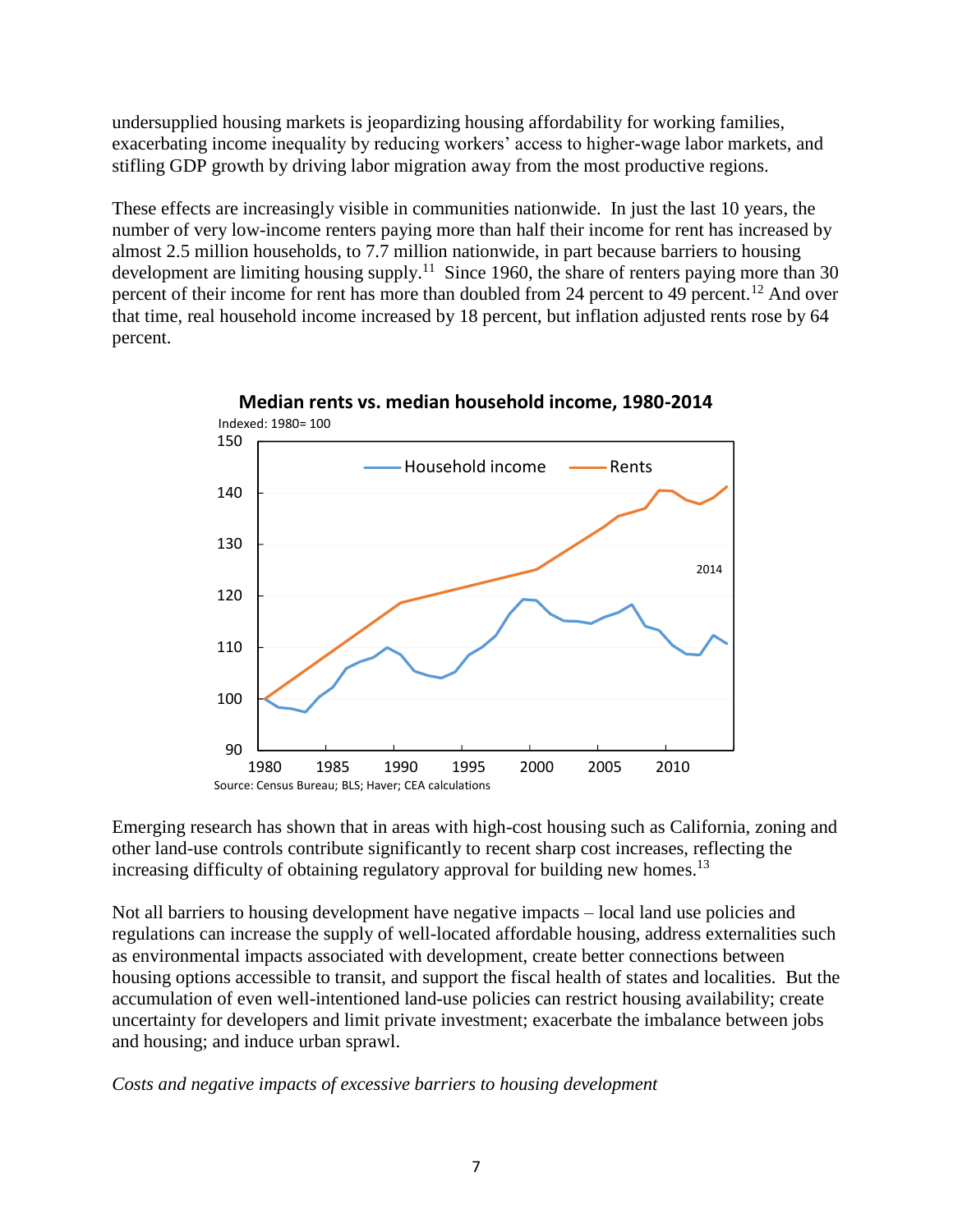undersupplied housing markets is jeopardizing housing affordability for working families, exacerbating income inequality by reducing workers' access to higher-wage labor markets, and stifling GDP growth by driving labor migration away from the most productive regions.

These effects are increasingly visible in communities nationwide. In just the last 10 years, the number of very low-income renters paying more than half their income for rent has increased by almost 2.5 million households, to 7.7 million nationwide, in part because barriers to housing development are limiting housing supply.[11] Since 1960, the share of renters paying more than 30 percent of their income for rent has more than doubled from 24 percent to 49 percent.[12] And over that time, real household income increased by 18 percent, but inflation adjusted rents rose by 64 percent.

**Median rents vs. median household income, 1980-2014**

Indexed: 1980= 100

Source: Census Bureau; BLS; Haver; CEA calculations

Emerging research has shown that in areas with high-cost housing such as California, zoning and other land-use controls contribute significantly to recent sharp cost increases, reflecting the increasing difficulty of obtaining regulatory approval for building new homes.[13]

Not all barriers to housing development have negative impacts – local land use policies and regulations can increase the supply of well-located affordable housing, address externalities such as environmental impacts associated with development, create better connections between housing options accessible to transit, and support the fiscal health of states and localities. But the accumulation of even well-intentioned land-use policies can restrict housing availability; create uncertainty for developers and limit private investment; exacerbate the imbalance between jobs and housing; and induce urban sprawl.

*Costs and negative impacts of excessive barriers to housing development*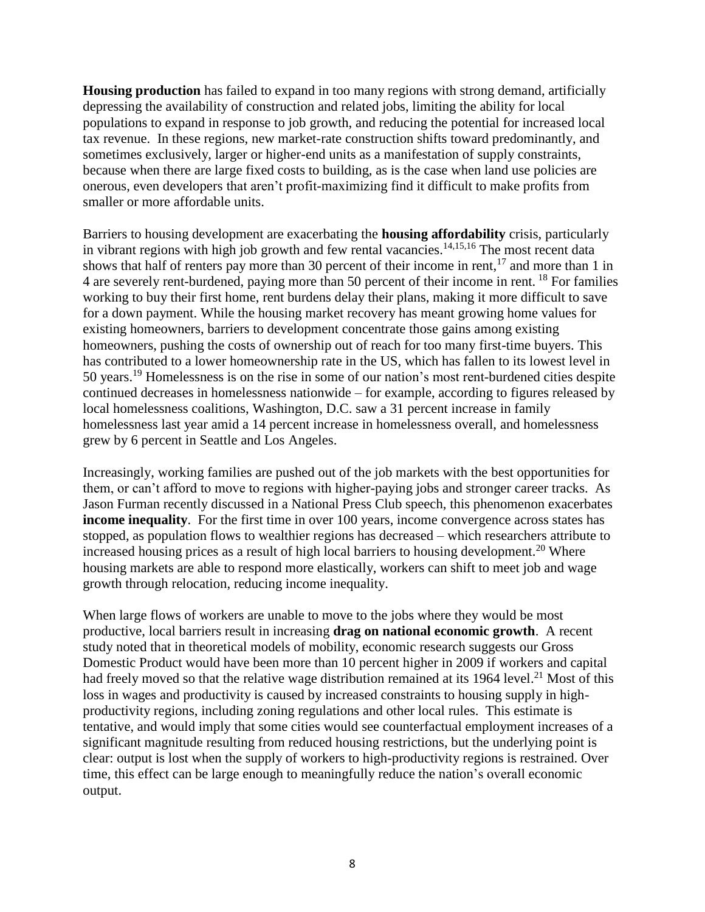**Housing production** has failed to expand in too many regions with strong demand, artificially depressing the availability of construction and related jobs, limiting the ability for local populations to expand in response to job growth, and reducing the potential for increased local tax revenue. In these regions, new market-rate construction shifts toward predominantly, and sometimes exclusively, larger or higher-end units as a manifestation of supply constraints, because when there are large fixed costs to building, as is the case when land use policies are onerous, even developers that aren't profit-maximizing find it difficult to make profits from smaller or more affordable units.

Barriers to housing development are exacerbating the **housing affordability** crisis, particularly in vibrant regions with high job growth and few rental vacancies.[14,15,16] The most recent data shows that half of renters pay more than 30 percent of their income in rent,[17] and more than 1 in 4 are severely rent-burdened, paying more than 50 percent of their income in rent. [18] For families working to buy their first home, rent burdens delay their plans, making it more difficult to save for a down payment. While the housing market recovery has meant growing home values for existing homeowners, barriers to development concentrate those gains among existing homeowners, pushing the costs of ownership out of reach for too many first-time buyers. This has contributed to a lower homeownership rate in the US, which has fallen to its lowest level in 50 years.[19] Homelessness is on the rise in some of our nation's most rent-burdened cities despite continued decreases in homelessness nationwide – for example, according to figures released by local homelessness coalitions, Washington, D.C. saw a 31 percent increase in family homelessness last year amid a 14 percent increase in homelessness overall, and homelessness grew by 6 percent in Seattle and Los Angeles.

Increasingly, working families are pushed out of the job markets with the best opportunities for them, or can't afford to move to regions with higher-paying jobs and stronger career tracks. As Jason Furman recently discussed in a National Press Club speech, this phenomenon exacerbates **income inequality**. For the first time in over 100 years, income convergence across states has stopped, as population flows to wealthier regions has decreased – which researchers attribute to increased housing prices as a result of high local barriers to housing development.[20] Where housing markets are able to respond more elastically, workers can shift to meet job and wage growth through relocation, reducing income inequality.

When large flows of workers are unable to move to the jobs where they would be most productive, local barriers result in increasing **drag on national economic growth**. A recent study noted that in theoretical models of mobility, economic research suggests our Gross Domestic Product would have been more than 10 percent higher in 2009 if workers and capital had freely moved so that the relative wage distribution remained at its 1964 level.[21] Most of this loss in wages and productivity is caused by increased constraints to housing supply in high-productivity regions, including zoning regulations and other local rules. This estimate is tentative, and would imply that some cities would see counterfactual employment increases of a significant magnitude resulting from reduced housing restrictions, but the underlying point is clear: output is lost when the supply of workers to high-productivity regions is restrained. Over time, this effect can be large enough to meaningfully reduce the nation's overall economic output.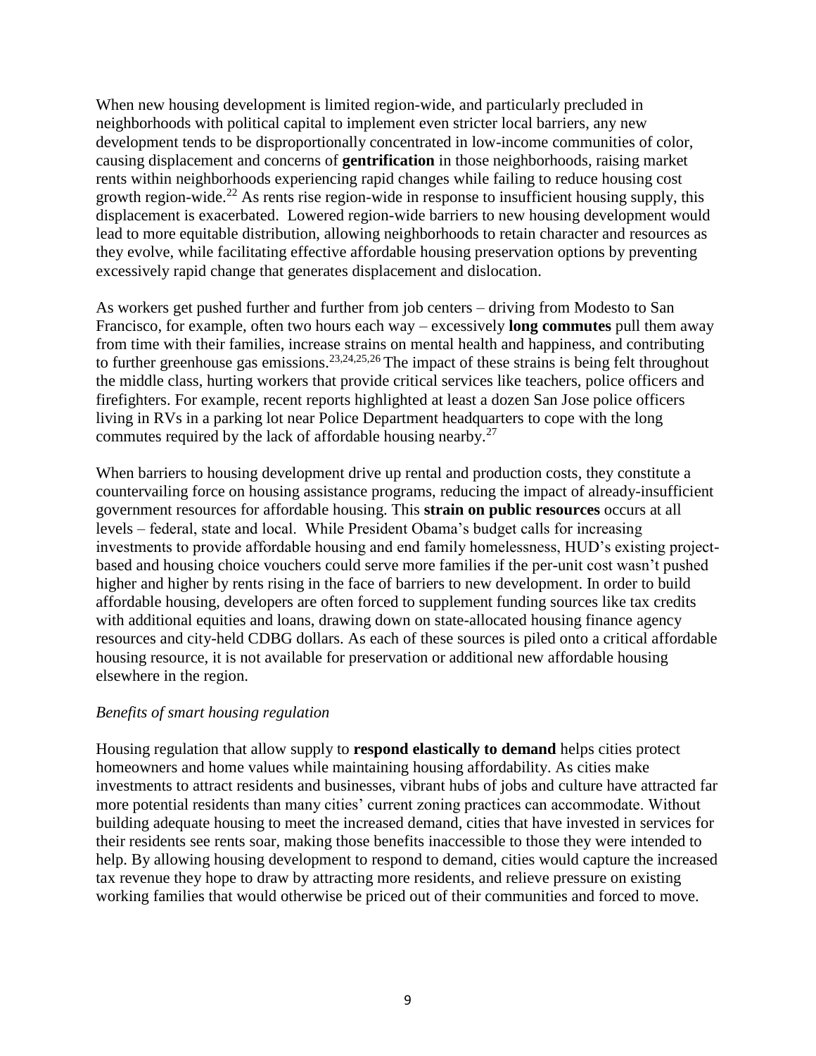When new housing development is limited region-wide, and particularly precluded in neighborhoods with political capital to implement even stricter local barriers, any new development tends to be disproportionally concentrated in low-income communities of color, causing displacement and concerns of **gentrification** in those neighborhoods, raising market rents within neighborhoods experiencing rapid changes while failing to reduce housing cost growth region-wide.[22] As rents rise region-wide in response to insufficient housing supply, this displacement is exacerbated. Lowered region-wide barriers to new housing development would lead to more equitable distribution, allowing neighborhoods to retain character and resources as they evolve, while facilitating effective affordable housing preservation options by preventing excessively rapid change that generates displacement and dislocation.

As workers get pushed further and further from job centers – driving from Modesto to San Francisco, for example, often two hours each way – excessively **long commutes** pull them away from time with their families, increase strains on mental health and happiness, and contributing to further greenhouse gas emissions.[23,24,25,26] The impact of these strains is being felt throughout the middle class, hurting workers that provide critical services like teachers, police officers and firefighters. For example, recent reports highlighted at least a dozen San Jose police officers living in RVs in a parking lot near Police Department headquarters to cope with the long commutes required by the lack of affordable housing nearby.[27]

When barriers to housing development drive up rental and production costs, they constitute a countervailing force on housing assistance programs, reducing the impact of already-insufficient government resources for affordable housing. This **strain on public resources** occurs at all levels – federal, state and local. While President Obama's budget calls for increasing investments to provide affordable housing and end family homelessness, HUD's existing project-based and housing choice vouchers could serve more families if the per-unit cost wasn't pushed higher and higher by rents rising in the face of barriers to new development. In order to build affordable housing, developers are often forced to supplement funding sources like tax credits with additional equities and loans, drawing down on state-allocated housing finance agency resources and city-held CDBG dollars. As each of these sources is piled onto a critical affordable housing resource, it is not available for preservation or additional new affordable housing elsewhere in the region.

*Benefits of smart housing regulation*

Housing regulation that allow supply to **respond elastically to demand** helps cities protect homeowners and home values while maintaining housing affordability. As cities make investments to attract residents and businesses, vibrant hubs of jobs and culture have attracted far more potential residents than many cities' current zoning practices can accommodate. Without building adequate housing to meet the increased demand, cities that have invested in services for their residents see rents soar, making those benefits inaccessible to those they were intended to help. By allowing housing development to respond to demand, cities would capture the increased tax revenue they hope to draw by attracting more residents, and relieve pressure on existing working families that would otherwise be priced out of their communities and forced to move.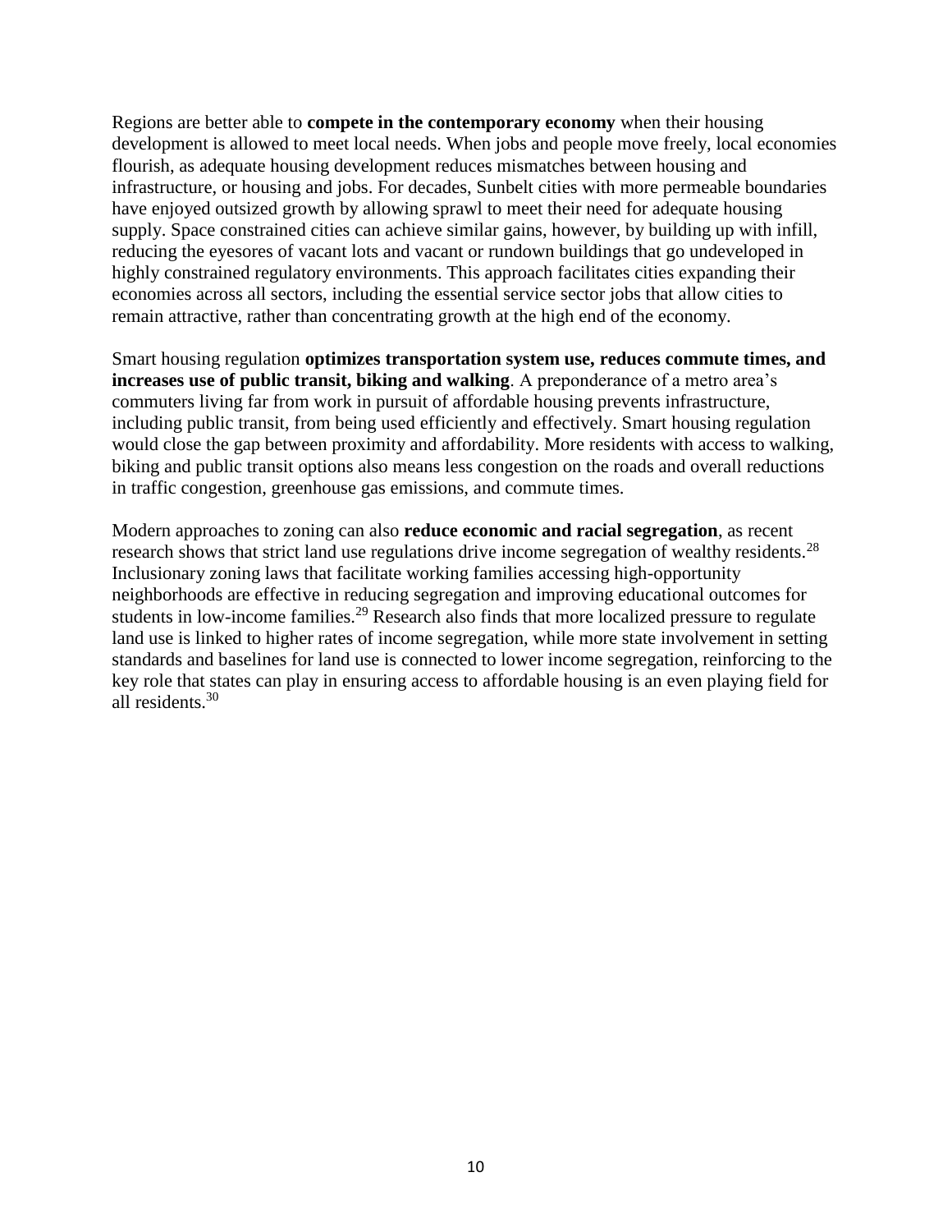Regions are better able to **compete in the contemporary economy** when their housing development is allowed to meet local needs. When jobs and people move freely, local economies flourish, as adequate housing development reduces mismatches between housing and infrastructure, or housing and jobs. For decades, Sunbelt cities with more permeable boundaries have enjoyed outsized growth by allowing sprawl to meet their need for adequate housing supply. Space constrained cities can achieve similar gains, however, by building up with infill, reducing the eyesores of vacant lots and vacant or rundown buildings that go undeveloped in highly constrained regulatory environments. This approach facilitates cities expanding their economies across all sectors, including the essential service sector jobs that allow cities to remain attractive, rather than concentrating growth at the high end of the economy.

Smart housing regulation **optimizes transportation system use, reduces commute times, and increases use of public transit, biking and walking**. A preponderance of a metro area's commuters living far from work in pursuit of affordable housing prevents infrastructure, including public transit, from being used efficiently and effectively. Smart housing regulation would close the gap between proximity and affordability. More residents with access to walking, biking and public transit options also means less congestion on the roads and overall reductions in traffic congestion, greenhouse gas emissions, and commute times.

Modern approaches to zoning can also **reduce economic and racial segregation**, as recent research shows that strict land use regulations drive income segregation of wealthy residents.[28] Inclusionary zoning laws that facilitate working families accessing high-opportunity neighborhoods are effective in reducing segregation and improving educational outcomes for students in low-income families.[29] Research also finds that more localized pressure to regulate land use is linked to higher rates of income segregation, while more state involvement in setting standards and baselines for land use is connected to lower income segregation, reinforcing to the key role that states can play in ensuring access to affordable housing is an even playing field for all residents.[30]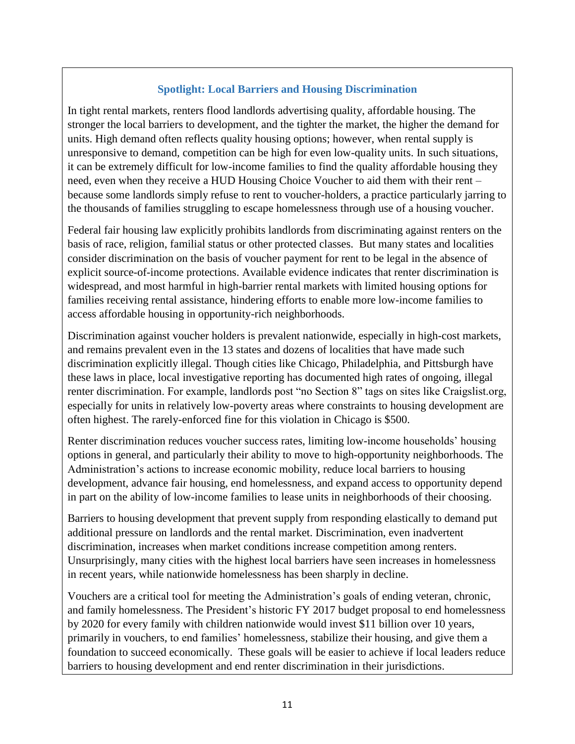### Spotlight: Local Barriers and Housing Discrimination

In tight rental markets, renters flood landlords advertising quality, affordable housing. The stronger the local barriers to development, and the tighter the market, the higher the demand for units. High demand often reflects quality housing options; however, when rental supply is unresponsive to demand, competition can be high for even low-quality units. In such situations, it can be extremely difficult for low-income families to find the quality affordable housing they need, even when they receive a HUD Housing Choice Voucher to aid them with their rent – because some landlords simply refuse to rent to voucher-holders, a practice particularly jarring to the thousands of families struggling to escape homelessness through use of a housing voucher.

Federal fair housing law explicitly prohibits landlords from discriminating against renters on the basis of race, religion, familial status or other protected classes. But many states and localities consider discrimination on the basis of voucher payment for rent to be legal in the absence of explicit source-of-income protections. Available evidence indicates that renter discrimination is widespread, and most harmful in high-barrier rental markets with limited housing options for families receiving rental assistance, hindering efforts to enable more low-income families to access affordable housing in opportunity-rich neighborhoods.

Discrimination against voucher holders is prevalent nationwide, especially in high-cost markets, and remains prevalent even in the 13 states and dozens of localities that have made such discrimination explicitly illegal. Though cities like Chicago, Philadelphia, and Pittsburgh have these laws in place, local investigative reporting has documented high rates of ongoing, illegal renter discrimination. For example, landlords post "no Section 8" tags on sites like Craigslist.org, especially for units in relatively low-poverty areas where constraints to housing development are often highest. The rarely-enforced fine for this violation in Chicago is $500.

Renter discrimination reduces voucher success rates, limiting low-income households' housing options in general, and particularly their ability to move to high-opportunity neighborhoods. The Administration's actions to increase economic mobility, reduce local barriers to housing development, advance fair housing, end homelessness, and expand access to opportunity depend in part on the ability of low-income families to lease units in neighborhoods of their choosing.

Barriers to housing development that prevent supply from responding elastically to demand put additional pressure on landlords and the rental market. Discrimination, even inadvertent discrimination, increases when market conditions increase competition among renters. Unsurprisingly, many cities with the highest local barriers have seen increases in homelessness in recent years, while nationwide homelessness has been sharply in decline.

Vouchers are a critical tool for meeting the Administration's goals of ending veteran, chronic, and family homelessness. The President's historic FY 2017 budget proposal to end homelessness by 2020 for every family with children nationwide would invest $11 billion over 10 years, primarily in vouchers, to end families' homelessness, stabilize their housing, and give them a foundation to succeed economically. These goals will be easier to achieve if local leaders reduce barriers to housing development and end renter discrimination in their jurisdictions.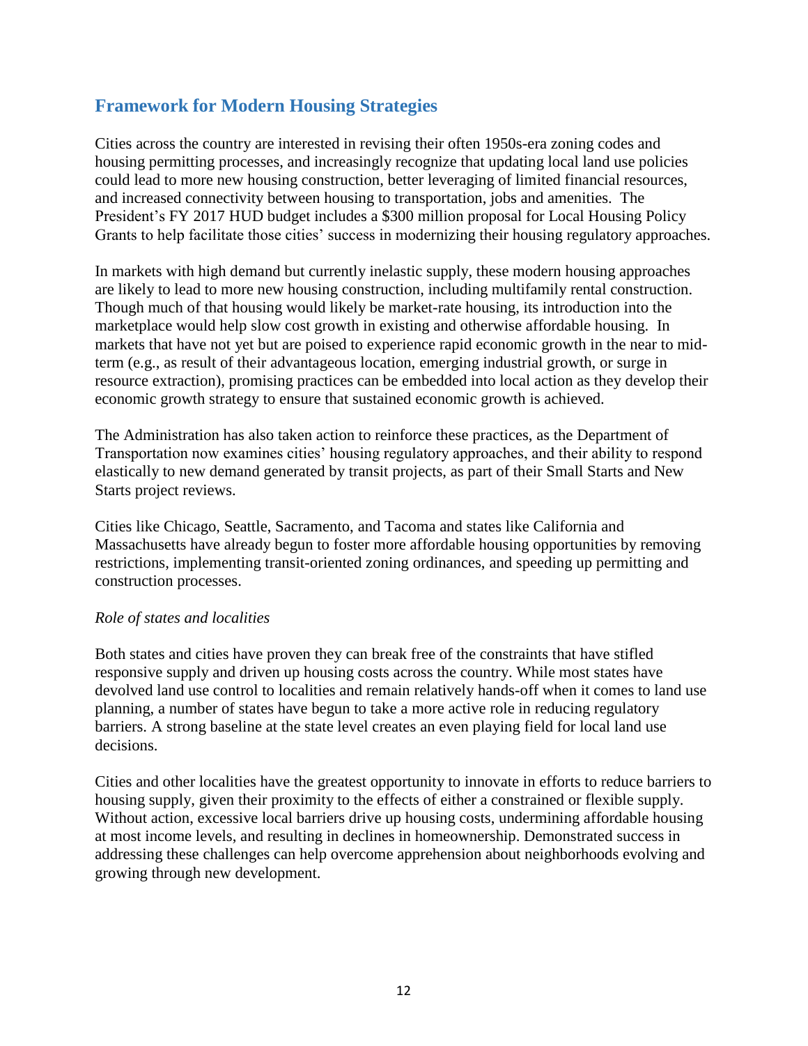## Framework for Modern Housing Strategies

Cities across the country are interested in revising their often 1950s-era zoning codes and housing permitting processes, and increasingly recognize that updating local land use policies could lead to more new housing construction, better leveraging of limited financial resources, and increased connectivity between housing to transportation, jobs and amenities. The President's FY 2017 HUD budget includes a $300 million proposal for Local Housing Policy Grants to help facilitate those cities' success in modernizing their housing regulatory approaches.

In markets with high demand but currently inelastic supply, these modern housing approaches are likely to lead to more new housing construction, including multifamily rental construction. Though much of that housing would likely be market-rate housing, its introduction into the marketplace would help slow cost growth in existing and otherwise affordable housing. In markets that have not yet but are poised to experience rapid economic growth in the near to mid-term (e.g., as result of their advantageous location, emerging industrial growth, or surge in resource extraction), promising practices can be embedded into local action as they develop their economic growth strategy to ensure that sustained economic growth is achieved.

The Administration has also taken action to reinforce these practices, as the Department of Transportation now examines cities' housing regulatory approaches, and their ability to respond elastically to new demand generated by transit projects, as part of their Small Starts and New Starts project reviews.

Cities like Chicago, Seattle, Sacramento, and Tacoma and states like California and Massachusetts have already begun to foster more affordable housing opportunities by removing restrictions, implementing transit-oriented zoning ordinances, and speeding up permitting and construction processes.

*Role of states and localities*

Both states and cities have proven they can break free of the constraints that have stifled responsive supply and driven up housing costs across the country. While most states have devolved land use control to localities and remain relatively hands-off when it comes to land use planning, a number of states have begun to take a more active role in reducing regulatory barriers. A strong baseline at the state level creates an even playing field for local land use decisions.

Cities and other localities have the greatest opportunity to innovate in efforts to reduce barriers to housing supply, given their proximity to the effects of either a constrained or flexible supply. Without action, excessive local barriers drive up housing costs, undermining affordable housing at most income levels, and resulting in declines in homeownership. Demonstrated success in addressing these challenges can help overcome apprehension about neighborhoods evolving and growing through new development.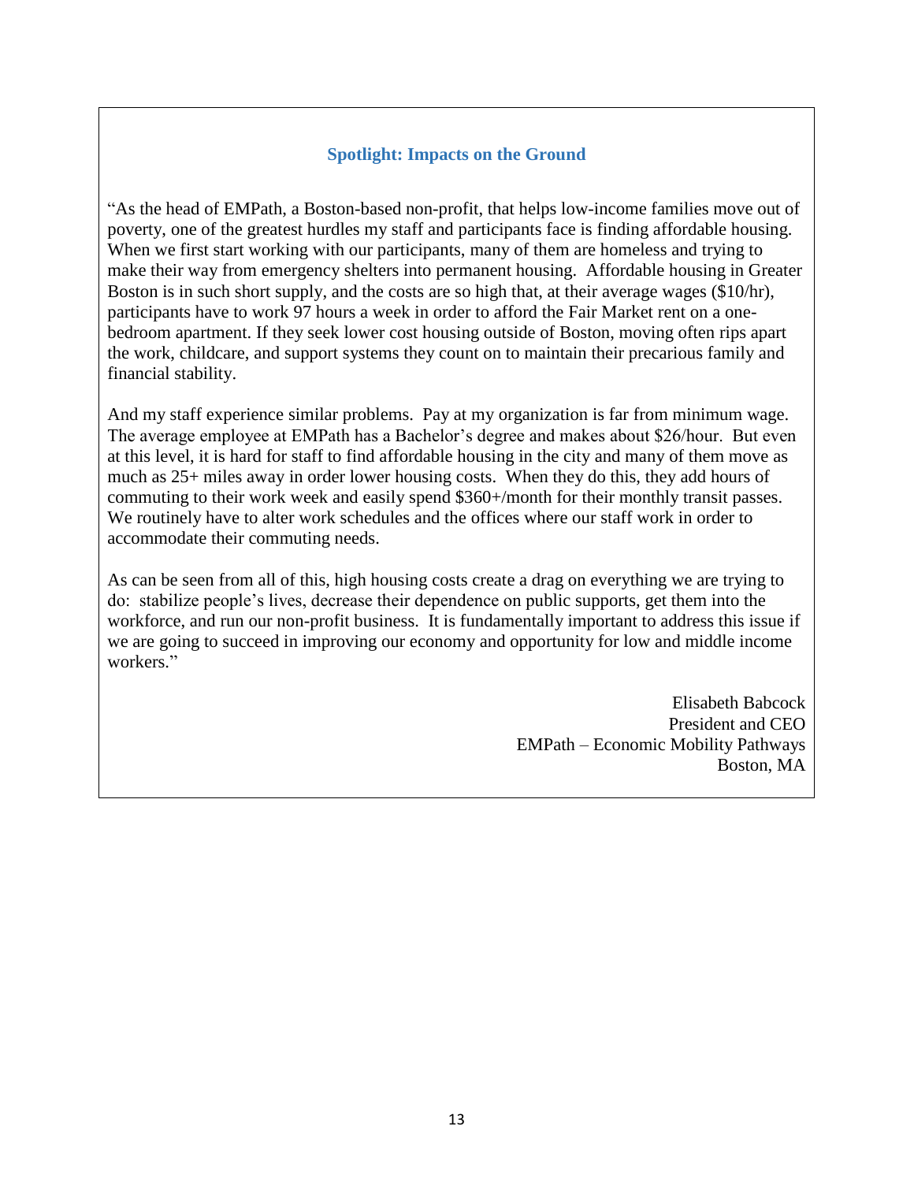### Spotlight: Impacts on the Ground

"As the head of EMPath, a Boston-based non-profit, that helps low-income families move out of poverty, one of the greatest hurdles my staff and participants face is finding affordable housing. When we first start working with our participants, many of them are homeless and trying to make their way from emergency shelters into permanent housing. Affordable housing in Greater Boston is in such short supply, and the costs are so high that, at their average wages ($10/hr), participants have to work 97 hours a week in order to afford the Fair Market rent on a one-bedroom apartment. If they seek lower cost housing outside of Boston, moving often rips apart the work, childcare, and support systems they count on to maintain their precarious family and financial stability.

And my staff experience similar problems. Pay at my organization is far from minimum wage. The average employee at EMPath has a Bachelor's degree and makes about $26/hour. But even at this level, it is hard for staff to find affordable housing in the city and many of them move as much as 25+ miles away in order lower housing costs. When they do this, they add hours of commuting to their work week and easily spend $360+/month for their monthly transit passes. We routinely have to alter work schedules and the offices where our staff work in order to accommodate their commuting needs.

As can be seen from all of this, high housing costs create a drag on everything we are trying to do: stabilize people's lives, decrease their dependence on public supports, get them into the workforce, and run our non-profit business. It is fundamentally important to address this issue if we are going to succeed in improving our economy and opportunity for low and middle income workers."

Elisabeth Babcock
President and CEO
EMPath – Economic Mobility Pathways
Boston, MA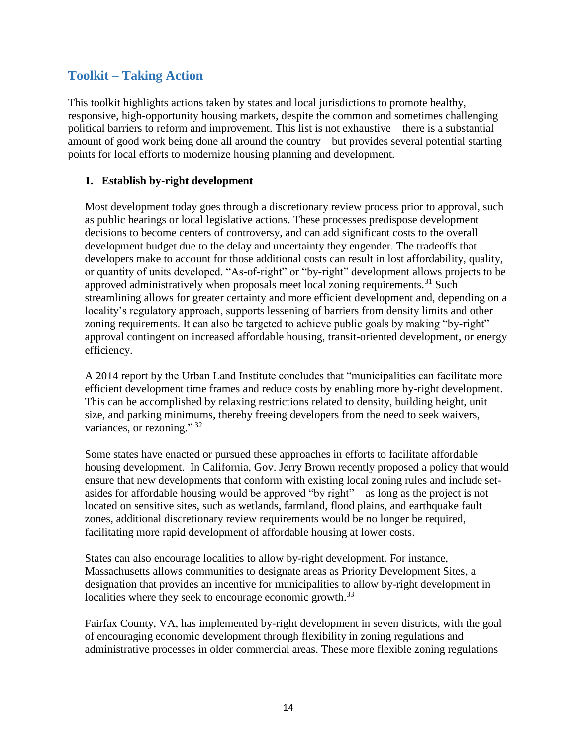## Toolkit – Taking Action

This toolkit highlights actions taken by states and local jurisdictions to promote healthy, responsive, high-opportunity housing markets, despite the common and sometimes challenging political barriers to reform and improvement. This list is not exhaustive – there is a substantial amount of good work being done all around the country – but provides several potential starting points for local efforts to modernize housing planning and development.

### 1. Establish by-right development

Most development today goes through a discretionary review process prior to approval, such as public hearings or local legislative actions. These processes predispose development decisions to become centers of controversy, and can add significant costs to the overall development budget due to the delay and uncertainty they engender. The tradeoffs that developers make to account for those additional costs can result in lost affordability, quality, or quantity of units developed. "As-of-right" or "by-right" development allows projects to be approved administratively when proposals meet local zoning requirements.[31] Such streamlining allows for greater certainty and more efficient development and, depending on a locality's regulatory approach, supports lessening of barriers from density limits and other zoning requirements. It can also be targeted to achieve public goals by making "by-right" approval contingent on increased affordable housing, transit-oriented development, or energy efficiency.

A 2014 report by the Urban Land Institute concludes that "municipalities can facilitate more efficient development time frames and reduce costs by enabling more by-right development. This can be accomplished by relaxing restrictions related to density, building height, unit size, and parking minimums, thereby freeing developers from the need to seek waivers, variances, or rezoning." [32]

Some states have enacted or pursued these approaches in efforts to facilitate affordable housing development. In California, Gov. Jerry Brown recently proposed a policy that would ensure that new developments that conform with existing local zoning rules and include set-asides for affordable housing would be approved "by right" – as long as the project is not located on sensitive sites, such as wetlands, farmland, flood plains, and earthquake fault zones, additional discretionary review requirements would be no longer be required, facilitating more rapid development of affordable housing at lower costs.

States can also encourage localities to allow by-right development. For instance, Massachusetts allows communities to designate areas as Priority Development Sites, a designation that provides an incentive for municipalities to allow by-right development in localities where they seek to encourage economic growth.[33]

Fairfax County, VA, has implemented by-right development in seven districts, with the goal of encouraging economic development through flexibility in zoning regulations and administrative processes in older commercial areas. These more flexible zoning regulations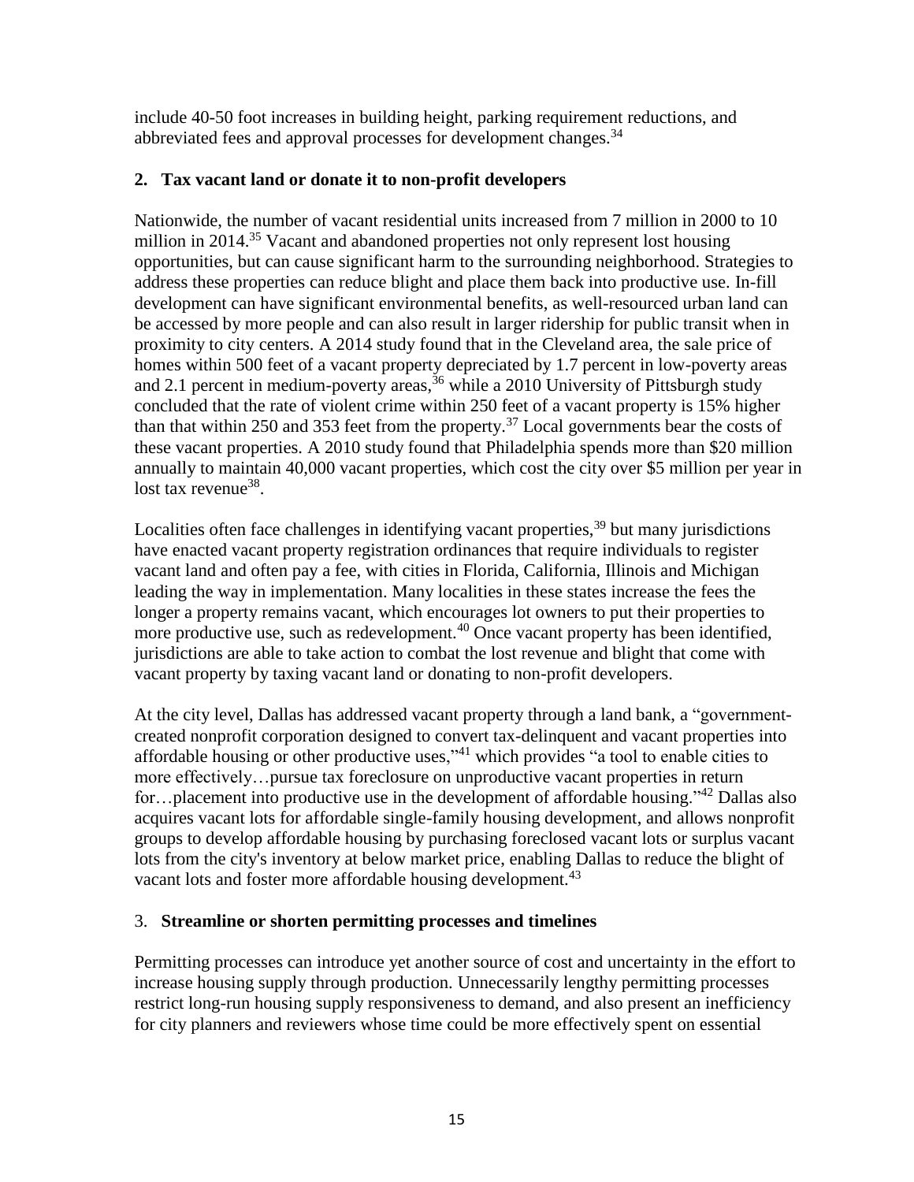include 40-50 foot increases in building height, parking requirement reductions, and abbreviated fees and approval processes for development changes.[34]

### 2. Tax vacant land or donate it to non-profit developers

Nationwide, the number of vacant residential units increased from 7 million in 2000 to 10 million in 2014.[35] Vacant and abandoned properties not only represent lost housing opportunities, but can cause significant harm to the surrounding neighborhood. Strategies to address these properties can reduce blight and place them back into productive use. In-fill development can have significant environmental benefits, as well-resourced urban land can be accessed by more people and can also result in larger ridership for public transit when in proximity to city centers. A 2014 study found that in the Cleveland area, the sale price of homes within 500 feet of a vacant property depreciated by 1.7 percent in low-poverty areas and 2.1 percent in medium-poverty areas,[36] while a 2010 University of Pittsburgh study concluded that the rate of violent crime within 250 feet of a vacant property is 15% higher than that within 250 and 353 feet from the property.[37] Local governments bear the costs of these vacant properties. A 2010 study found that Philadelphia spends more than $20 million annually to maintain 40,000 vacant properties, which cost the city over $5 million per year in lost tax revenue[38].

Localities often face challenges in identifying vacant properties,[39] but many jurisdictions have enacted vacant property registration ordinances that require individuals to register vacant land and often pay a fee, with cities in Florida, California, Illinois and Michigan leading the way in implementation. Many localities in these states increase the fees the longer a property remains vacant, which encourages lot owners to put their properties to more productive use, such as redevelopment.[40] Once vacant property has been identified, jurisdictions are able to take action to combat the lost revenue and blight that come with vacant property by taxing vacant land or donating to non-profit developers.

At the city level, Dallas has addressed vacant property through a land bank, a "government-created nonprofit corporation designed to convert tax-delinquent and vacant properties into affordable housing or other productive uses,"[41] which provides "a tool to enable cities to more effectively…pursue tax foreclosure on unproductive vacant properties in return for…placement into productive use in the development of affordable housing."[42] Dallas also acquires vacant lots for affordable single-family housing development, and allows nonprofit groups to develop affordable housing by purchasing foreclosed vacant lots or surplus vacant lots from the city's inventory at below market price, enabling Dallas to reduce the blight of vacant lots and foster more affordable housing development.[43]

### 3. Streamline or shorten permitting processes and timelines

Permitting processes can introduce yet another source of cost and uncertainty in the effort to increase housing supply through production. Unnecessarily lengthy permitting processes restrict long-run housing supply responsiveness to demand, and also present an inefficiency for city planners and reviewers whose time could be more effectively spent on essential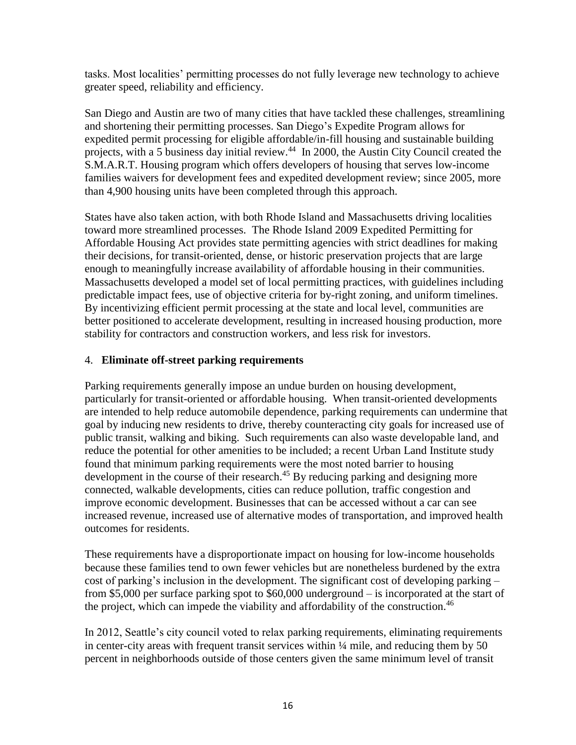tasks. Most localities' permitting processes do not fully leverage new technology to achieve greater speed, reliability and efficiency.

San Diego and Austin are two of many cities that have tackled these challenges, streamlining and shortening their permitting processes. San Diego's Expedite Program allows for expedited permit processing for eligible affordable/in-fill housing and sustainable building projects, with a 5 business day initial review.[44] In 2000, the Austin City Council created the S.M.A.R.T. Housing program which offers developers of housing that serves low-income families waivers for development fees and expedited development review; since 2005, more than 4,900 housing units have been completed through this approach.

States have also taken action, with both Rhode Island and Massachusetts driving localities toward more streamlined processes. The Rhode Island 2009 Expedited Permitting for Affordable Housing Act provides state permitting agencies with strict deadlines for making their decisions, for transit-oriented, dense, or historic preservation projects that are large enough to meaningfully increase availability of affordable housing in their communities. Massachusetts developed a model set of local permitting practices, with guidelines including predictable impact fees, use of objective criteria for by-right zoning, and uniform timelines. By incentivizing efficient permit processing at the state and local level, communities are better positioned to accelerate development, resulting in increased housing production, more stability for contractors and construction workers, and less risk for investors.

4. **Eliminate off-street parking requirements**

Parking requirements generally impose an undue burden on housing development, particularly for transit-oriented or affordable housing. When transit-oriented developments are intended to help reduce automobile dependence, parking requirements can undermine that goal by inducing new residents to drive, thereby counteracting city goals for increased use of public transit, walking and biking. Such requirements can also waste developable land, and reduce the potential for other amenities to be included; a recent Urban Land Institute study found that minimum parking requirements were the most noted barrier to housing development in the course of their research.[45] By reducing parking and designing more connected, walkable developments, cities can reduce pollution, traffic congestion and improve economic development. Businesses that can be accessed without a car can see increased revenue, increased use of alternative modes of transportation, and improved health outcomes for residents.

These requirements have a disproportionate impact on housing for low-income households because these families tend to own fewer vehicles but are nonetheless burdened by the extra cost of parking's inclusion in the development. The significant cost of developing parking – from $5,000 per surface parking spot to $60,000 underground – is incorporated at the start of the project, which can impede the viability and affordability of the construction.[46]

In 2012, Seattle's city council voted to relax parking requirements, eliminating requirements in center-city areas with frequent transit services within ¼ mile, and reducing them by 50 percent in neighborhoods outside of those centers given the same minimum level of transit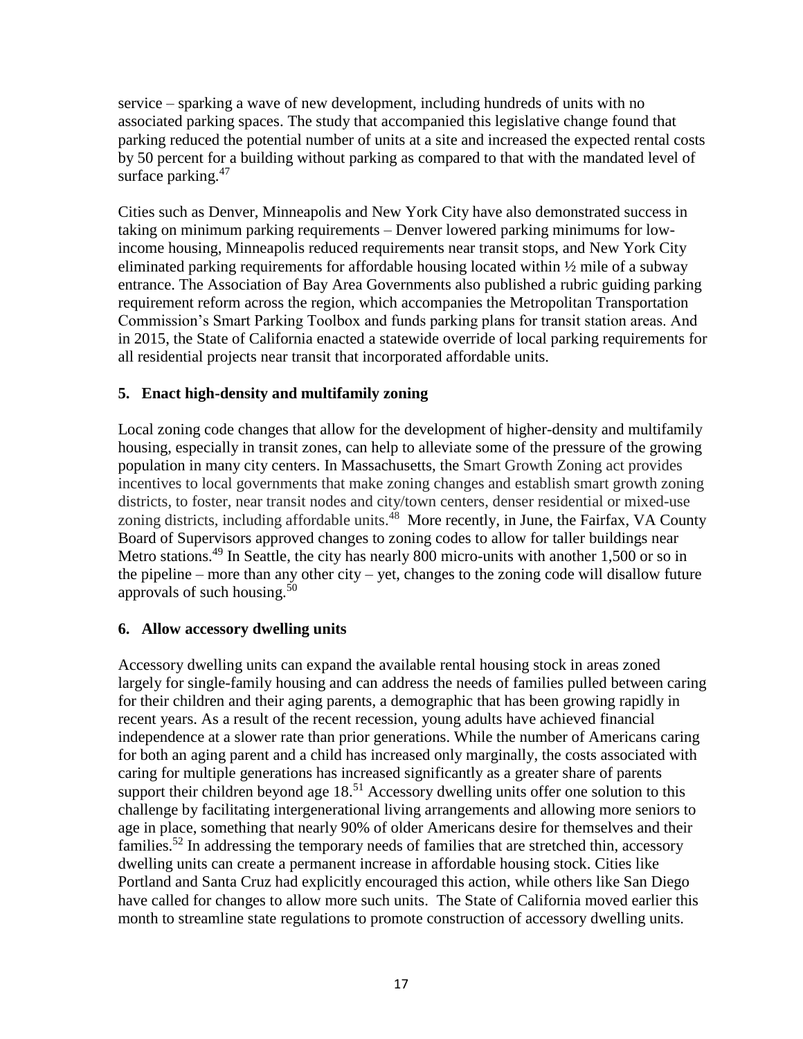service – sparking a wave of new development, including hundreds of units with no associated parking spaces. The study that accompanied this legislative change found that parking reduced the potential number of units at a site and increased the expected rental costs by 50 percent for a building without parking as compared to that with the mandated level of surface parking.[47]

Cities such as Denver, Minneapolis and New York City have also demonstrated success in taking on minimum parking requirements – Denver lowered parking minimums for low-income housing, Minneapolis reduced requirements near transit stops, and New York City eliminated parking requirements for affordable housing located within ½ mile of a subway entrance. The Association of Bay Area Governments also published a rubric guiding parking requirement reform across the region, which accompanies the Metropolitan Transportation Commission's Smart Parking Toolbox and funds parking plans for transit station areas. And in 2015, the State of California enacted a statewide override of local parking requirements for all residential projects near transit that incorporated affordable units.

### 5. Enact high-density and multifamily zoning

Local zoning code changes that allow for the development of higher-density and multifamily housing, especially in transit zones, can help to alleviate some of the pressure of the growing population in many city centers. In Massachusetts, the Smart Growth Zoning act provides incentives to local governments that make zoning changes and establish smart growth zoning districts, to foster, near transit nodes and city/town centers, denser residential or mixed-use zoning districts, including affordable units.[48] More recently, in June, the Fairfax, VA County Board of Supervisors approved changes to zoning codes to allow for taller buildings near Metro stations.[49] In Seattle, the city has nearly 800 micro-units with another 1,500 or so in the pipeline – more than any other city – yet, changes to the zoning code will disallow future approvals of such housing.[50]

### 6. Allow accessory dwelling units

Accessory dwelling units can expand the available rental housing stock in areas zoned largely for single-family housing and can address the needs of families pulled between caring for their children and their aging parents, a demographic that has been growing rapidly in recent years. As a result of the recent recession, young adults have achieved financial independence at a slower rate than prior generations. While the number of Americans caring for both an aging parent and a child has increased only marginally, the costs associated with caring for multiple generations has increased significantly as a greater share of parents support their children beyond age 18.[51] Accessory dwelling units offer one solution to this challenge by facilitating intergenerational living arrangements and allowing more seniors to age in place, something that nearly 90% of older Americans desire for themselves and their families.[52] In addressing the temporary needs of families that are stretched thin, accessory dwelling units can create a permanent increase in affordable housing stock. Cities like Portland and Santa Cruz had explicitly encouraged this action, while others like San Diego have called for changes to allow more such units. The State of California moved earlier this month to streamline state regulations to promote construction of accessory dwelling units.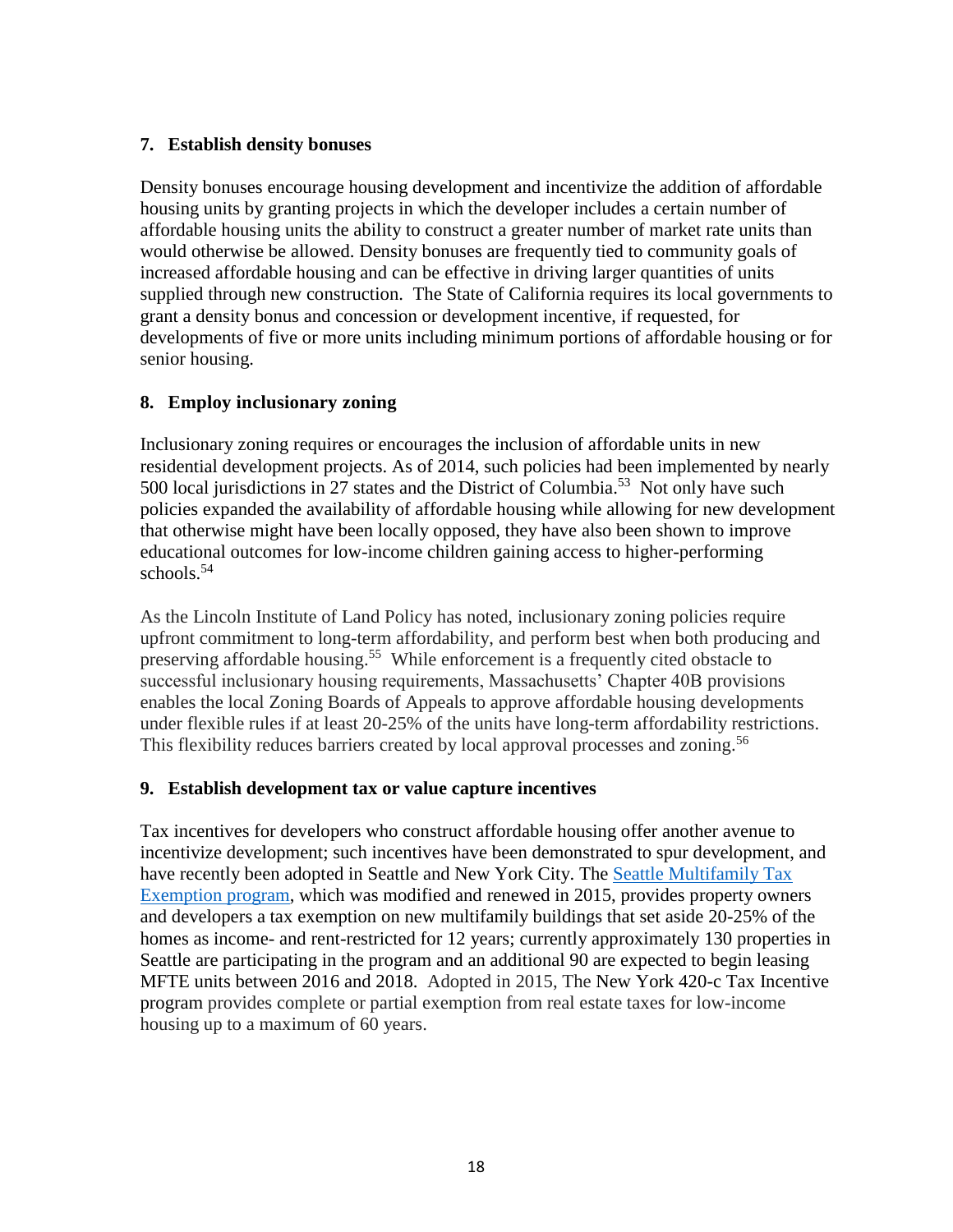### 7. Establish density bonuses

Density bonuses encourage housing development and incentivize the addition of affordable housing units by granting projects in which the developer includes a certain number of affordable housing units the ability to construct a greater number of market rate units than would otherwise be allowed. Density bonuses are frequently tied to community goals of increased affordable housing and can be effective in driving larger quantities of units supplied through new construction. The State of California requires its local governments to grant a density bonus and concession or development incentive, if requested, for developments of five or more units including minimum portions of affordable housing or for senior housing.

### 8. Employ inclusionary zoning

Inclusionary zoning requires or encourages the inclusion of affordable units in new residential development projects. As of 2014, such policies had been implemented by nearly 500 local jurisdictions in 27 states and the District of Columbia.[53] Not only have such policies expanded the availability of affordable housing while allowing for new development that otherwise might have been locally opposed, they have also been shown to improve educational outcomes for low-income children gaining access to higher-performing schools.[54]

As the Lincoln Institute of Land Policy has noted, inclusionary zoning policies require upfront commitment to long-term affordability, and perform best when both producing and preserving affordable housing.[55] While enforcement is a frequently cited obstacle to successful inclusionary housing requirements, Massachusetts' Chapter 40B provisions enables the local Zoning Boards of Appeals to approve affordable housing developments under flexible rules if at least 20-25% of the units have long-term affordability restrictions. This flexibility reduces barriers created by local approval processes and zoning.[56]

### 9. Establish development tax or value capture incentives

Tax incentives for developers who construct affordable housing offer another avenue to incentivize development; such incentives have been demonstrated to spur development, and have recently been adopted in Seattle and New York City. The Seattle Multifamily Tax Exemption program, which was modified and renewed in 2015, provides property owners and developers a tax exemption on new multifamily buildings that set aside 20-25% of the homes as income- and rent-restricted for 12 years; currently approximately 130 properties in Seattle are participating in the program and an additional 90 are expected to begin leasing MFTE units between 2016 and 2018. Adopted in 2015, The New York 420-c Tax Incentive program provides complete or partial exemption from real estate taxes for low-income housing up to a maximum of 60 years.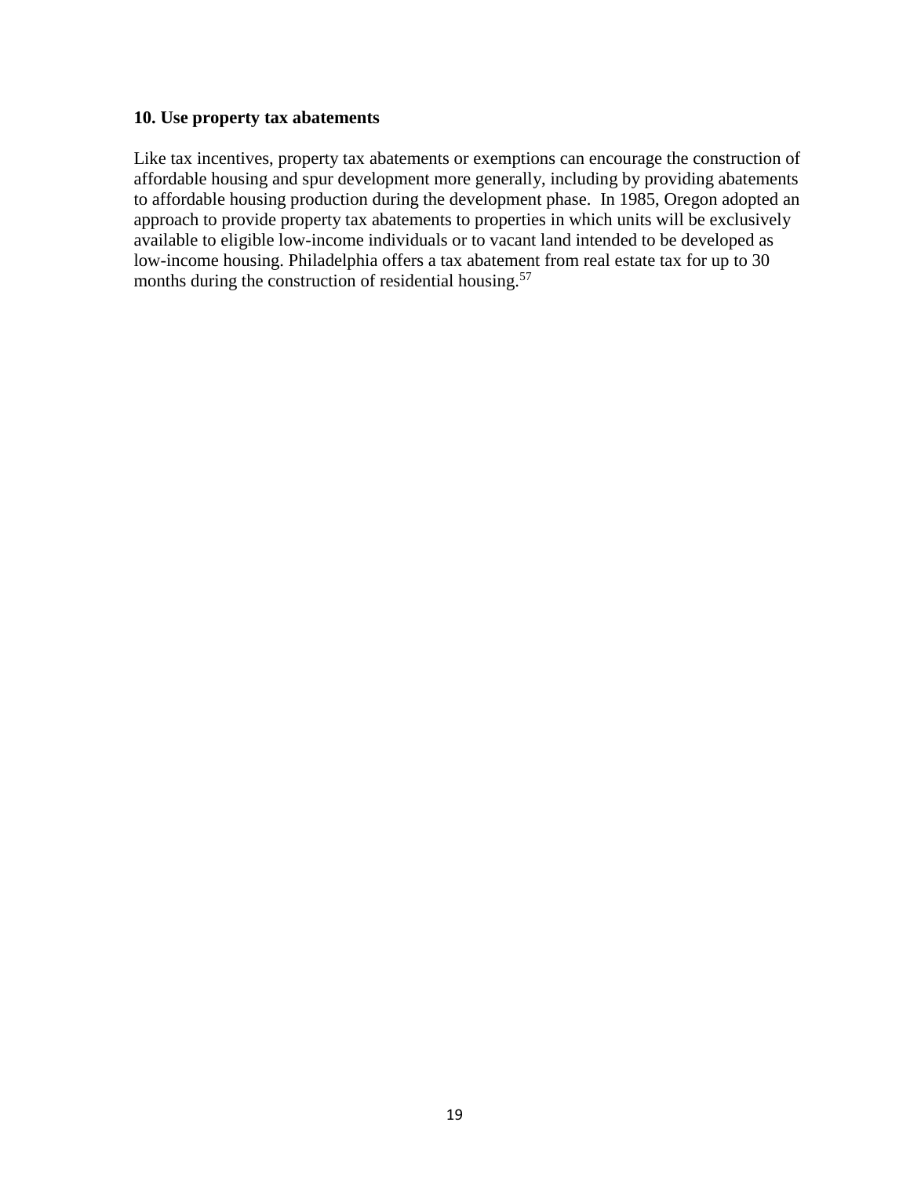### 10. Use property tax abatements

Like tax incentives, property tax abatements or exemptions can encourage the construction of affordable housing and spur development more generally, including by providing abatements to affordable housing production during the development phase. In 1985, Oregon adopted an approach to provide property tax abatements to properties in which units will be exclusively available to eligible low-income individuals or to vacant land intended to be developed as low-income housing. Philadelphia offers a tax abatement from real estate tax for up to 30 months during the construction of residential housing.[57]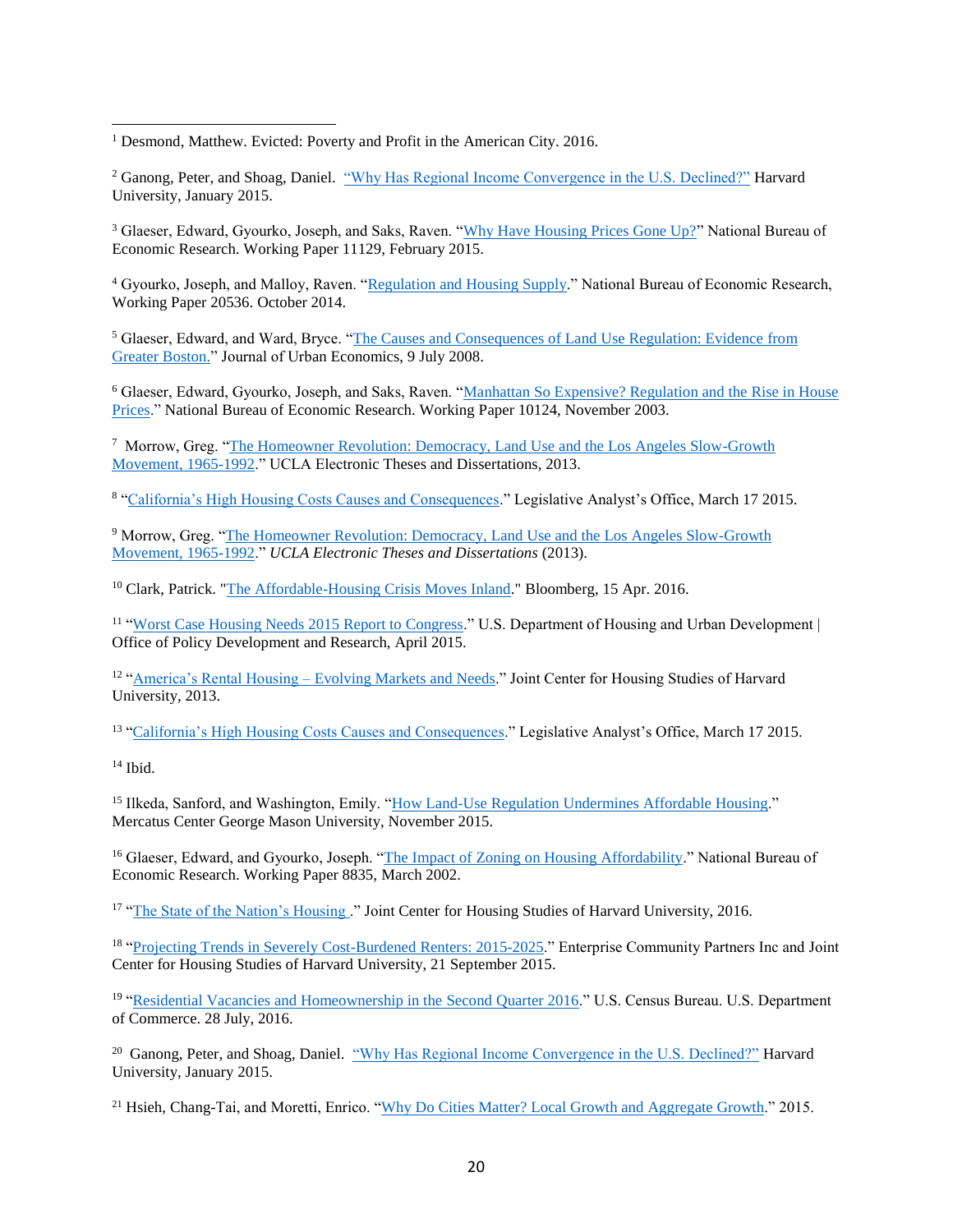[1] Desmond, Matthew. Evicted: Poverty and Profit in the American City. 2016.

[2] Ganong, Peter, and Shoag, Daniel. "Why Has Regional Income Convergence in the U.S. Declined?" Harvard University, January 2015.

[3] Glaeser, Edward, Gyourko, Joseph, and Saks, Raven. "Why Have Housing Prices Gone Up?" National Bureau of Economic Research. Working Paper 11129, February 2015.

[4] Gyourko, Joseph, and Malloy, Raven. "Regulation and Housing Supply." National Bureau of Economic Research, Working Paper 20536. October 2014.

[5] Glaeser, Edward, and Ward, Bryce. "The Causes and Consequences of Land Use Regulation: Evidence from Greater Boston." Journal of Urban Economics, 9 July 2008.

[6] Glaeser, Edward, Gyourko, Joseph, and Saks, Raven. "Manhattan So Expensive? Regulation and the Rise in House Prices." National Bureau of Economic Research. Working Paper 10124, November 2003.

[7] Morrow, Greg. "The Homeowner Revolution: Democracy, Land Use and the Los Angeles Slow-Growth Movement, 1965-1992." UCLA Electronic Theses and Dissertations, 2013.

[8] "California's High Housing Costs Causes and Consequences." Legislative Analyst's Office, March 17 2015.

[9] Morrow, Greg. "The Homeowner Revolution: Democracy, Land Use and the Los Angeles Slow-Growth Movement, 1965-1992." *UCLA Electronic Theses and Dissertations* (2013).

[10] Clark, Patrick. "The Affordable-Housing Crisis Moves Inland." Bloomberg, 15 Apr. 2016.

[11] "Worst Case Housing Needs 2015 Report to Congress." U.S. Department of Housing and Urban Development | Office of Policy Development and Research, April 2015.

[12] "America's Rental Housing – Evolving Markets and Needs." Joint Center for Housing Studies of Harvard University, 2013.

[13] "California's High Housing Costs Causes and Consequences." Legislative Analyst's Office, March 17 2015.

[14] Ibid.

[15] Ilkeda, Sanford, and Washington, Emily. "How Land-Use Regulation Undermines Affordable Housing." Mercatus Center George Mason University, November 2015.

[16] Glaeser, Edward, and Gyourko, Joseph. "The Impact of Zoning on Housing Affordability." National Bureau of Economic Research. Working Paper 8835, March 2002.

[17] "The State of the Nation's Housing ." Joint Center for Housing Studies of Harvard University, 2016.

[18] "Projecting Trends in Severely Cost-Burdened Renters: 2015-2025." Enterprise Community Partners Inc and Joint Center for Housing Studies of Harvard University, 21 September 2015.

[19] "Residential Vacancies and Homeownership in the Second Quarter 2016." U.S. Census Bureau. U.S. Department of Commerce. 28 July, 2016.

[20] Ganong, Peter, and Shoag, Daniel. "Why Has Regional Income Convergence in the U.S. Declined?" Harvard University, January 2015.

[21] Hsieh, Chang-Tai, and Moretti, Enrico. "Why Do Cities Matter? Local Growth and Aggregate Growth." 2015.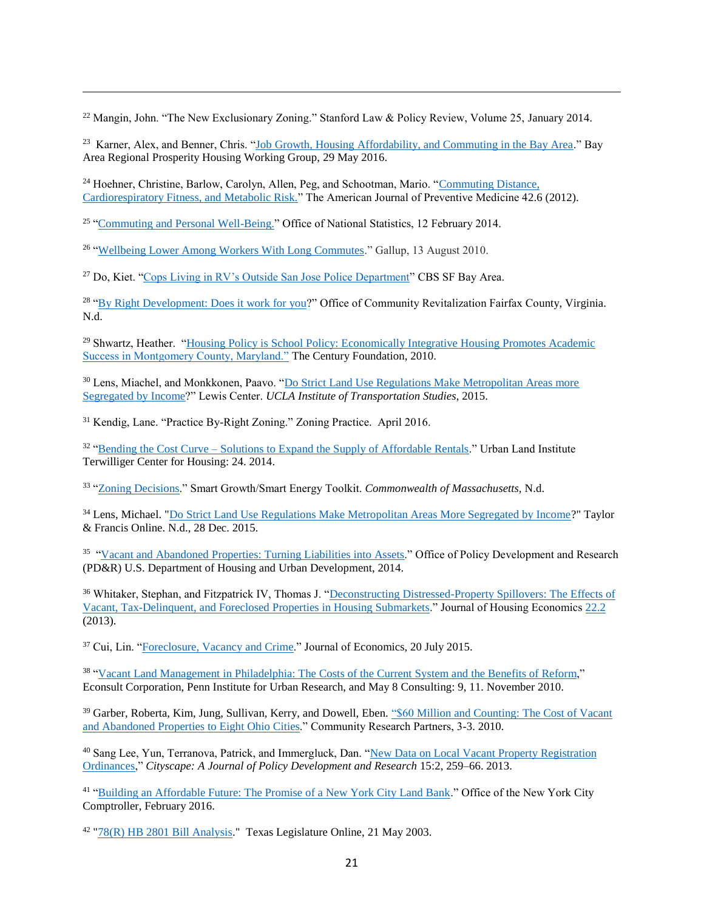[22] Mangin, John. “The New Exclusionary Zoning.” Stanford Law & Policy Review, Volume 25, January 2014.

[23] Karner, Alex, and Benner, Chris. “Job Growth, Housing Affordability, and Commuting in the Bay Area.” Bay Area Regional Prosperity Housing Working Group, 29 May 2016.

[24] Hoehner, Christine, Barlow, Carolyn, Allen, Peg, and Schootman, Mario. “Commuting Distance, Cardiorespiratory Fitness, and Metabolic Risk.” The American Journal of Preventive Medicine 42.6 (2012).

[25] “Commuting and Personal Well-Being.” Office of National Statistics, 12 February 2014.

[26] “Wellbeing Lower Among Workers With Long Commutes.” Gallup, 13 August 2010.

[27] Do, Kiet. “Cops Living in RV’s Outside San Jose Police Department” CBS SF Bay Area.

[28] “By Right Development: Does it work for you?” Office of Community Revitalization Fairfax County, Virginia. N.d.

[29] Shwartz, Heather. “Housing Policy is School Policy: Economically Integrative Housing Promotes Academic Success in Montgomery County, Maryland.” The Century Foundation, 2010.

[30] Lens, Miachel, and Monkkonen, Paavo. “Do Strict Land Use Regulations Make Metropolitan Areas more Segregated by Income?” Lewis Center. *UCLA Institute of Transportation Studies*, 2015.

[31] Kendig, Lane. “Practice By-Right Zoning.” Zoning Practice. April 2016.

[32] “Bending the Cost Curve – Solutions to Expand the Supply of Affordable Rentals.” Urban Land Institute Terwilliger Center for Housing: 24. 2014.

[33] “Zoning Decisions.” Smart Growth/Smart Energy Toolkit. *Commonwealth of Massachusetts,* N.d.

[34] Lens, Michael. "Do Strict Land Use Regulations Make Metropolitan Areas More Segregated by Income?" Taylor & Francis Online. N.d., 28 Dec. 2015.

[35] “Vacant and Abandoned Properties: Turning Liabilities into Assets.” Office of Policy Development and Research (PD&R) U.S. Department of Housing and Urban Development, 2014.

[36] Whitaker, Stephan, and Fitzpatrick IV, Thomas J. “Deconstructing Distressed-Property Spillovers: The Effects of Vacant, Tax-Delinquent, and Foreclosed Properties in Housing Submarkets.” Journal of Housing Economics 22.2 (2013).

[37] Cui, Lin. “Foreclosure, Vacancy and Crime.” Journal of Economics, 20 July 2015.

[38] “Vacant Land Management in Philadelphia: The Costs of the Current System and the Benefits of Reform,” Econsult Corporation, Penn Institute for Urban Research, and May 8 Consulting: 9, 11. November 2010.

[39] Garber, Roberta, Kim, Jung, Sullivan, Kerry, and Dowell, Eben. “$60 Million and Counting: The Cost of Vacant and Abandoned Properties to Eight Ohio Cities.” Community Research Partners, 3-3. 2010.

[40] Sang Lee, Yun, Terranova, Patrick, and Immergluck, Dan. “New Data on Local Vacant Property Registration Ordinances,” *Cityscape: A Journal of Policy Development and Research* 15:2, 259–66. 2013.

[41] “Building an Affordable Future: The Promise of a New York City Land Bank.” Office of the New York City Comptroller, February 2016.

[42] "78(R) HB 2801 Bill Analysis." Texas Legislature Online, 21 May 2003.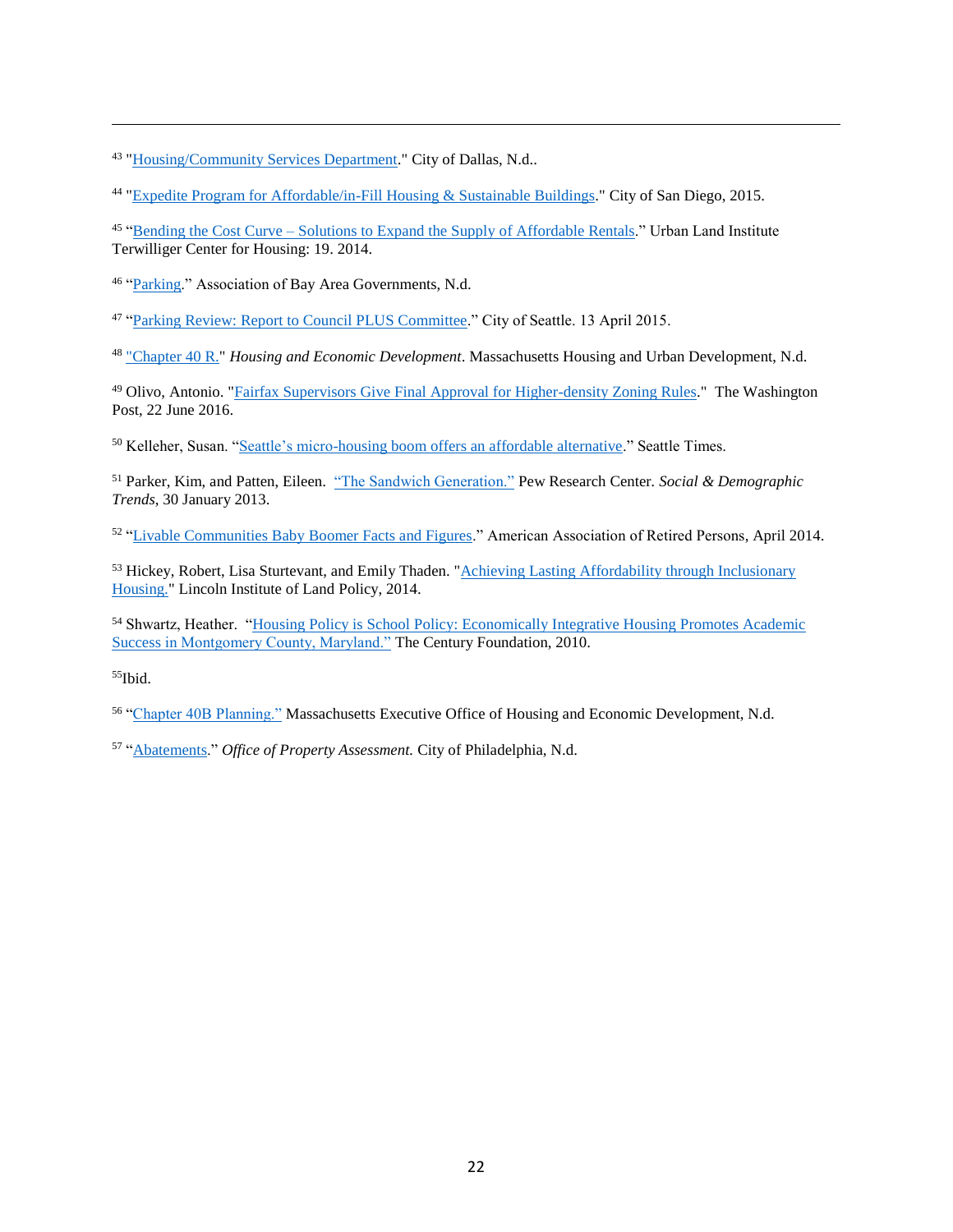[43] "Housing/Community Services Department." City of Dallas, N.d..

[44] "Expedite Program for Affordable/in-Fill Housing & Sustainable Buildings." City of San Diego, 2015.

[45] "Bending the Cost Curve – Solutions to Expand the Supply of Affordable Rentals." Urban Land Institute Terwilliger Center for Housing: 19. 2014.

[46] "Parking." Association of Bay Area Governments, N.d.

[47] "Parking Review: Report to Council PLUS Committee." City of Seattle. 13 April 2015.

[48] "Chapter 40 R." *Housing and Economic Development*. Massachusetts Housing and Urban Development, N.d.

[49] Olivo, Antonio. "Fairfax Supervisors Give Final Approval for Higher-density Zoning Rules." The Washington Post, 22 June 2016.

[50] Kelleher, Susan. "Seattle's micro-housing boom offers an affordable alternative." Seattle Times.

[51] Parker, Kim, and Patten, Eileen. "The Sandwich Generation." Pew Research Center. *Social & Demographic Trends*, 30 January 2013.

[52] "Livable Communities Baby Boomer Facts and Figures." American Association of Retired Persons, April 2014.

[53] Hickey, Robert, Lisa Sturtevant, and Emily Thaden. "Achieving Lasting Affordability through Inclusionary Housing." Lincoln Institute of Land Policy, 2014.

[54] Shwartz, Heather. "Housing Policy is School Policy: Economically Integrative Housing Promotes Academic Success in Montgomery County, Maryland." The Century Foundation, 2010.

[55] Ibid.

[56] "Chapter 40B Planning." Massachusetts Executive Office of Housing and Economic Development, N.d.

[57] "Abatements." *Office of Property Assessment.* City of Philadelphia, N.d.